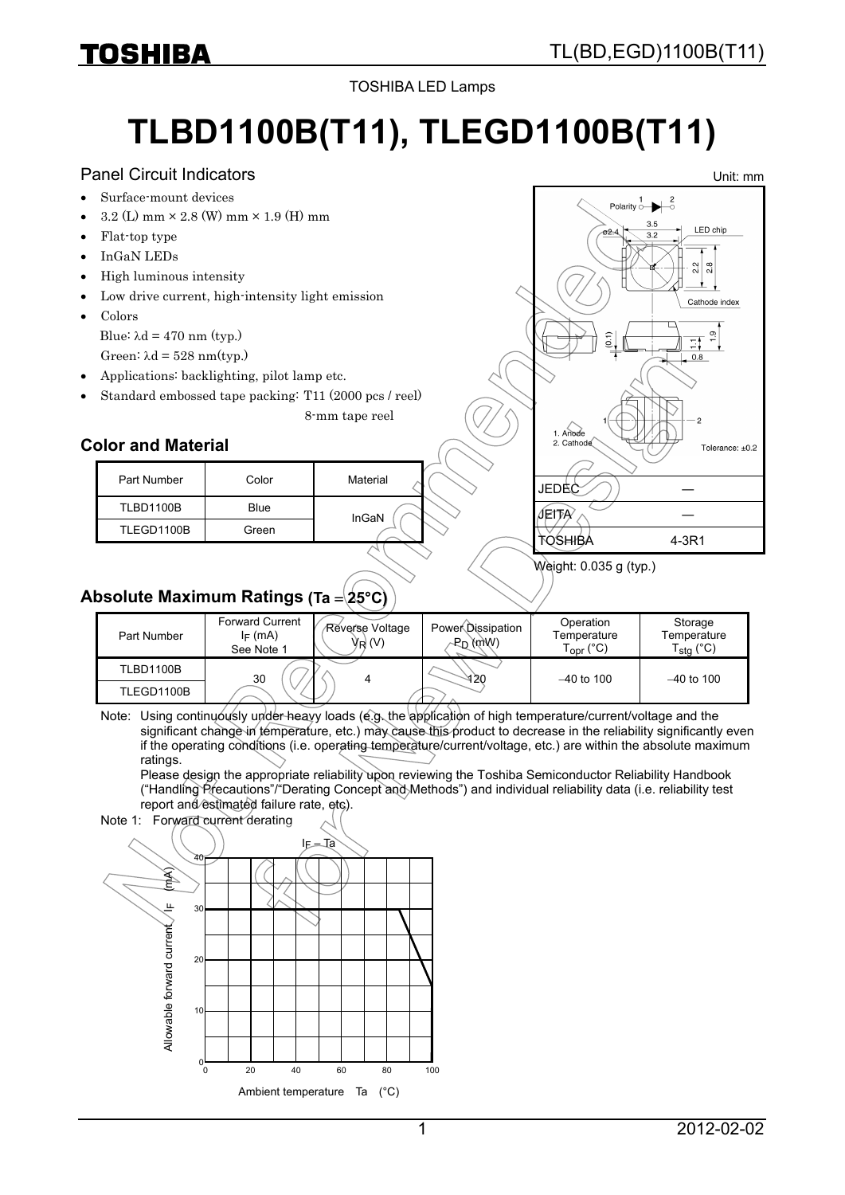TOSHIBA LED Lamps

# TLBD1100B(T11), TLEGD1100B(T11)

Panel Circuit Indicators

Unit: mm

- Surface-mount devices
- 3.2 (L) mm × 2.8 (W) mm × 1.9 (H) mm
- Flat-top type
- InGaN LEDs
- High luminous intensity
- Low drive current, high-intensity light emission
- Colors
  Blue: λd = 470 nm (typ.)
  Green: λd = 528 nm(typ.)
- Applications: backlighting, pilot lamp etc.
- Standard embossed tape packing: T11 (2000 pcs / reel)
  8-mm tape reel

1. Anode
2. Cathode

Tolerance: ±0.2

| JEDEC | ― |
|---|---|
| JEITA | ― |
| TOSHIBA | 4-3R1 |

Weight: 0.035 g (typ.)

## Color and Material

| Part Number | Color | Material |
|---|---|---|
| TLBD1100B | Blue | InGaN |
| TLEGD1100B | Green | |

## Absolute Maximum Ratings (Ta = 25°C)

| Part Number | Forward Current $I_F$ (mA) See Note 1 | Reverse Voltage $V_R$ (V) | Power Dissipation $P_D$ (mW) | Operation Temperature $T_{opr}$ (°C) | Storage Temperature $T_{stg}$ (°C) |
|---|---|---|---|---|---|
| TLBD1100B | 30 | 4 | 120 | −40 to 100 | −40 to 100 |
| TLEGD1100B | | | | | |

Note: Using continuously under heavy loads (e.g. the application of high temperature/current/voltage and the significant change in temperature, etc.) may cause this product to decrease in the reliability significantly even if the operating conditions (i.e. operating temperature/current/voltage, etc.) are within the absolute maximum ratings.
Please design the appropriate reliability upon reviewing the Toshiba Semiconductor Reliability Handbook ("Handling Precautions"/"Derating Concept and Methods") and individual reliability data (i.e. reliability test report and estimated failure rate, etc).

Note 1: Forward current derating

$I_F$ – Ta

Allowable forward current $I_F$ (mA)

Ambient temperature Ta (°C)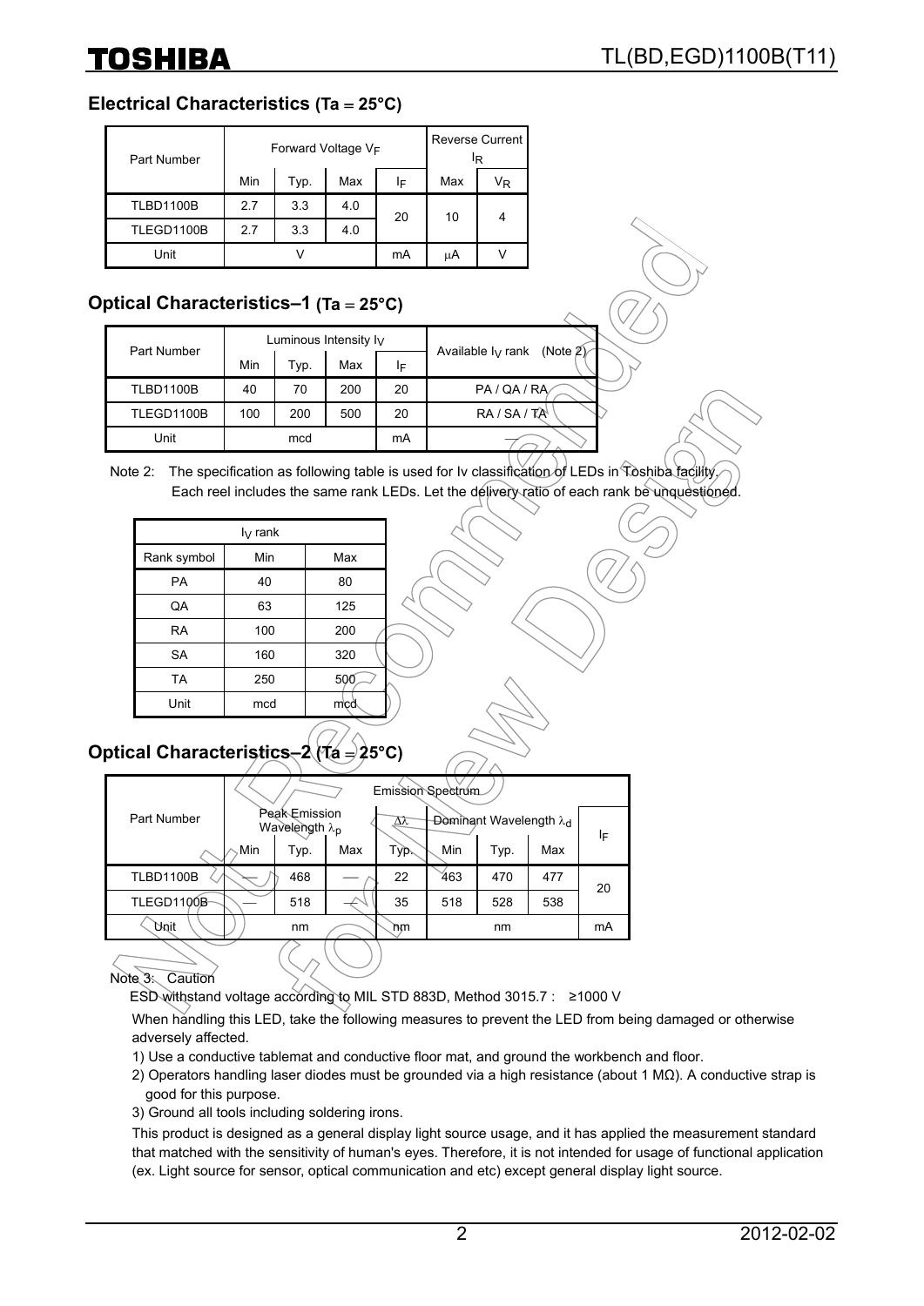## Electrical Characteristics (Ta = 25°C)

| Part Number | Forward Voltage $V_F$ | | | | Reverse Current $I_R$ | |
|---|---|---|---|---|---|---|
| | Min | Typ. | Max | $I_F$ | Max | $V_R$ |
| TLBD1100B | 2.7 | 3.3 | 4.0 | 20 | 10 | 4 |
| TLEGD1100B | 2.7 | 3.3 | 4.0 | | | |
| Unit | V | | | mA | μA | V |

## Optical Characteristics–1 (Ta = 25°C)

| Part Number | Luminous Intensity $I_V$ | | | | Available $I_V$ rank (Note 2) |
|---|---|---|---|---|---|
| | Min | Typ. | Max | $I_F$ | |
| TLBD1100B | 40 | 70 | 200 | 20 | PA / QA / RA |
| TLEGD1100B | 100 | 200 | 500 | 20 | RA / SA / TA |
| Unit | mcd | | | mA | — |

Note 2: The specification as following table is used for Iv classification of LEDs in Toshiba facility. Each reel includes the same rank LEDs. Let the delivery ratio of each rank be unquestioned.

| $I_V$ rank | | |
|---|---|---|
| Rank symbol | Min | Max |
| PA | 40 | 80 |
| QA | 63 | 125 |
| RA | 100 | 200 |
| SA | 160 | 320 |
| TA | 250 | 500 |
| Unit | mcd | mcd |

## Optical Characteristics–2 (Ta = 25°C)

| Part Number | Emission Spectrum | | | | | | | |
|---|---|---|---|---|---|---|---|---|
| | Peak Emission Wavelength $\lambda_p$ | | | $\Delta\lambda$ | Dominant Wavelength $\lambda_d$ | | | $I_F$ |
| | Min | Typ. | Max | Typ. | Min | Typ. | Max | |
| TLBD1100B | — | 468 | — | 22 | 463 | 470 | 477 | 20 |
| TLEGD1100B | — | 518 | — | 35 | 518 | 528 | 538 | |
| Unit | nm | | | nm | nm | | | mA |

Note 3: Caution

ESD withstand voltage according to MIL STD 883D, Method 3015.7 : ≥1000 V

When handling this LED, take the following measures to prevent the LED from being damaged or otherwise adversely affected.

1) Use a conductive tablemat and conductive floor mat, and ground the workbench and floor.
2) Operators handling laser diodes must be grounded via a high resistance (about 1 MΩ). A conductive strap is good for this purpose.
3) Ground all tools including soldering irons.

This product is designed as a general display light source usage, and it has applied the measurement standard that matched with the sensitivity of human's eyes. Therefore, it is not intended for usage of functional application (ex. Light source for sensor, optical communication and etc) except general display light source.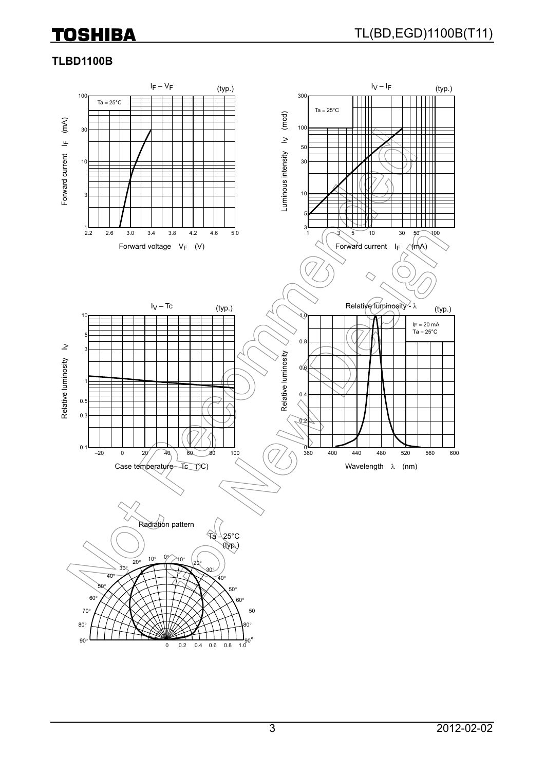## TLBD1100B

$I_F$ – $V_F$ (typ.)

Ta = 25°C

Forward current $I_F$ (mA)

Forward voltage $V_F$ (V)

$I_V$ – $I_F$ (typ.)

Ta = 25°C

Luminous intensity $I_V$ (mcd)

Forward current $I_F$ (mA)

$I_V$ – Tc (typ.)

Relative luminosity $I_V$

Case temperature Tc (°C)

Relative luminosity - λ (typ.)

IF = 20 mA
Ta = 25°C

Relative luminosity

Wavelength λ (nm)

Radiation pattern

Ta = 25°C
(typ.)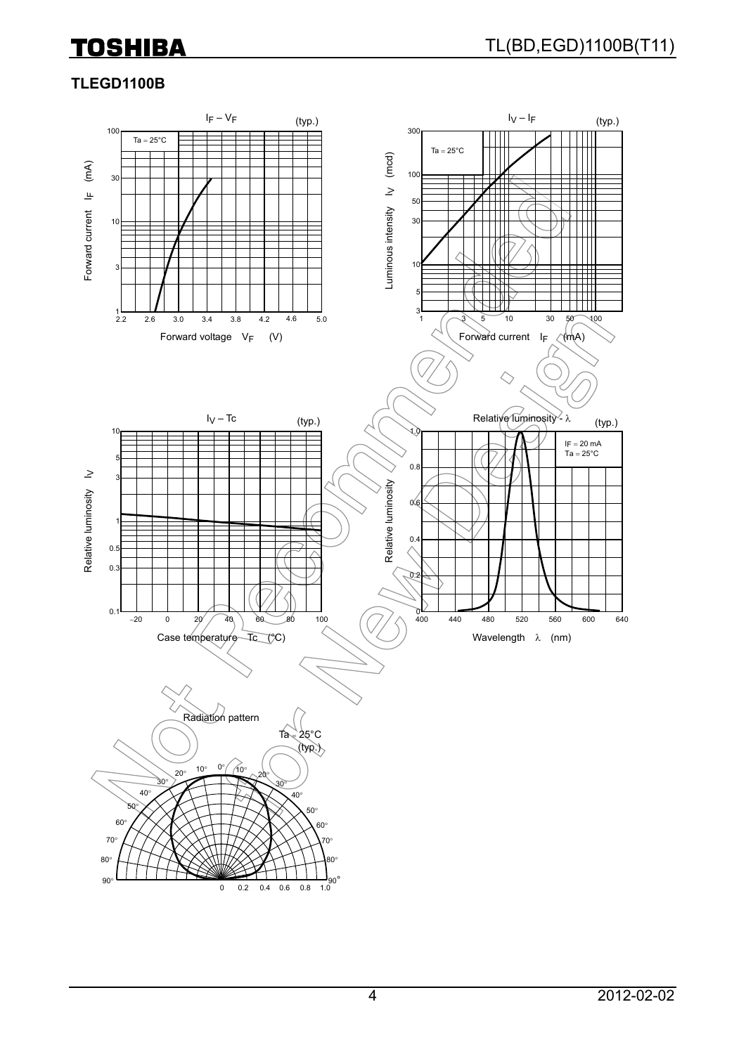## TLEGD1100B

$I_F - V_F$ (typ.)

Ta = 25°C

Forward current $I_F$ (mA)

Forward voltage $V_F$ (V)

$I_V - I_F$ (typ.)

Ta = 25°C

Luminous intensity $I_V$ (mcd)

Forward current $I_F$ (mA)

$I_V - Tc$ (typ.)

Relative luminosity $I_V$

Case temperature Tc (°C)

Relative luminosity - λ (typ.)

IF = 20 mA
Ta = 25°C

Relative luminosity

Wavelength λ (nm)

Radiation pattern

Ta = 25°C
(typ.)

Not Recommended for New Design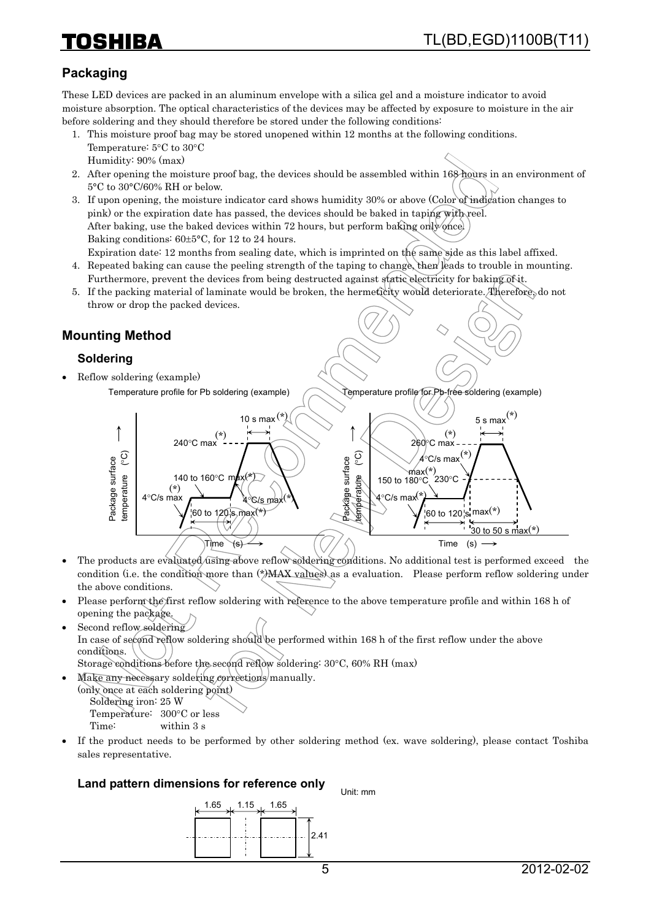## Packaging

These LED devices are packed in an aluminum envelope with a silica gel and a moisture indicator to avoid moisture absorption. The optical characteristics of the devices may be affected by exposure to moisture in the air before soldering and they should therefore be stored under the following conditions:

1. This moisture proof bag may be stored unopened within 12 months at the following conditions.
   Temperature: 5°C to 30°C
   Humidity: 90% (max)
2. After opening the moisture proof bag, the devices should be assembled within 168 hours in an environment of 5°C to 30°C/60% RH or below.
3. If upon opening, the moisture indicator card shows humidity 30% or above (Color of indication changes to pink) or the expiration date has passed, the devices should be baked in taping with reel.
   After baking, use the baked devices within 72 hours, but perform baking only once.
   Baking conditions: 60±5°C, for 12 to 24 hours.
   Expiration date: 12 months from sealing date, which is imprinted on the same side as this label affixed.
4. Repeated baking can cause the peeling strength of the taping to change, then leads to trouble in mounting. Furthermore, prevent the devices from being destructed against static electricity for baking of it.
5. If the packing material of laminate would be broken, the hermeticity would deteriorate. Therefore, do not throw or drop the packed devices.

## Mounting Method

### Soldering

- Reflow soldering (example)

Temperature profile for Pb soldering (example)

- Package surface temperature (°C) vs Time (s)
- 4°C/s max (*)
- 140 to 160°C max (*)
- 60 to 120 s max (*)
- 240°C max (*)
- 10 s max (*)
- 4°C/s max (*)

Temperature profile for Pb-free soldering (example)

- Package surface temperature (°C) vs Time (s)
- 4°C/s max (*)
- 150 to 180°C max (*)
- 60 to 120 s max (*)
- 4°C/s max (*)
- 230°C
- 260°C max (*)
- 5 s max (*)
- 30 to 50 s max (*)

- The products are evaluated using above reflow soldering conditions. No additional test is performed exceed the condition (i.e. the condition more than (*)MAX values) as a evaluation. Please perform reflow soldering under the above conditions.
- Please perform the first reflow soldering with reference to the above temperature profile and within 168 h of opening the package.
- Second reflow soldering
  In case of second reflow soldering should be performed within 168 h of the first reflow under the above conditions.
  Storage conditions before the second reflow soldering: 30°C, 60% RH (max)
- Make any necessary soldering corrections manually.
  (only once at each soldering point)
  Soldering iron: 25 W
  Temperature: 300°C or less
  Time: within 3 s
- If the product needs to be performed by other soldering method (ex. wave soldering), please contact Toshiba sales representative.

### Land pattern dimensions for reference only

Unit: mm

1.65 | 1.15 | 1.65 (pad widths and gap); pad height 2.41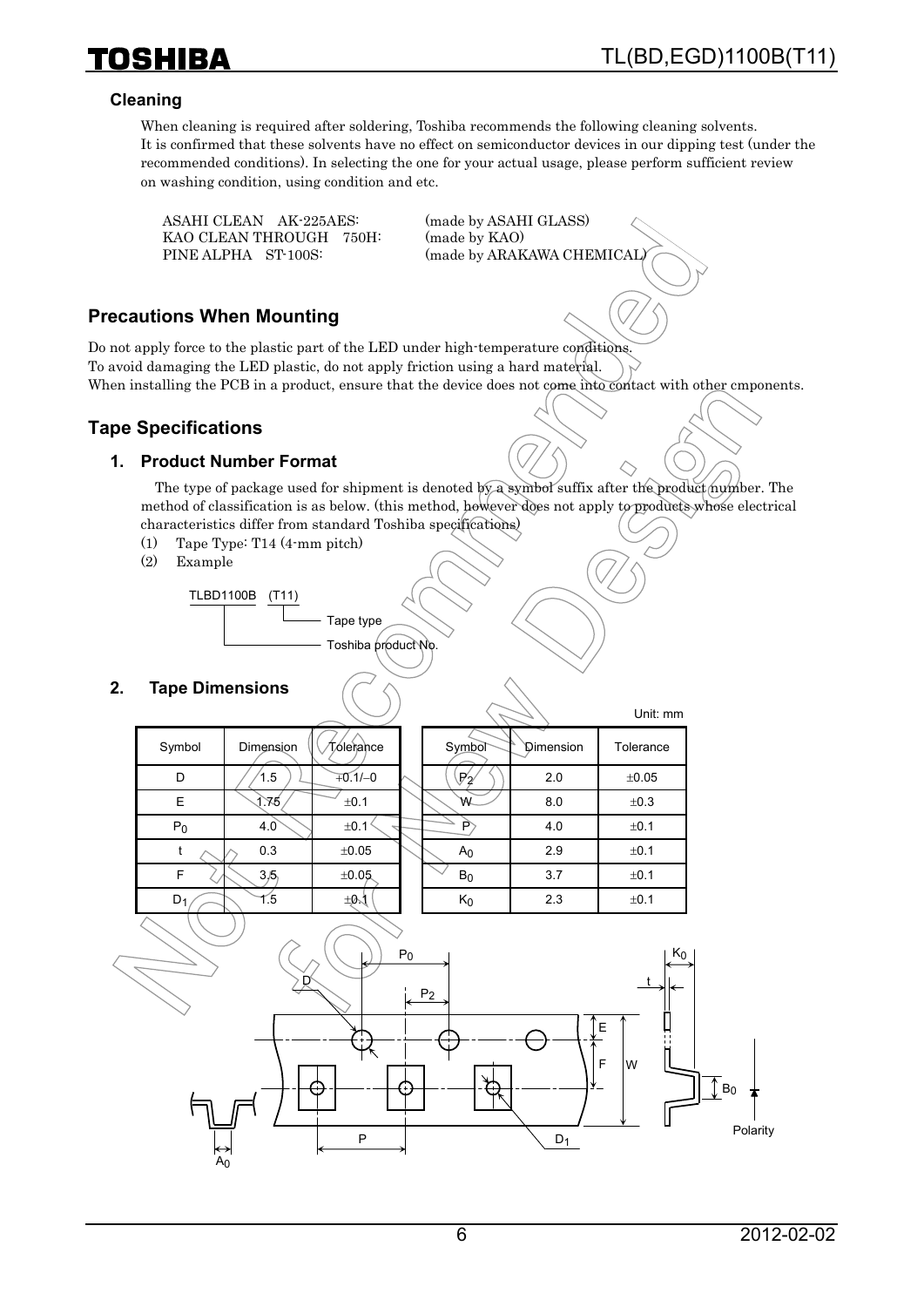### Cleaning

When cleaning is required after soldering, Toshiba recommends the following cleaning solvents.
It is confirmed that these solvents have no effect on semiconductor devices in our dipping test (under the recommended conditions). In selecting the one for your actual usage, please perform sufficient review on washing condition, using condition and etc.

ASAHI CLEAN AK-225AES: (made by ASAHI GLASS)
KAO CLEAN THROUGH 750H: (made by KAO)
PINE ALPHA ST-100S: (made by ARAKAWA CHEMICAL)

## Precautions When Mounting

Do not apply force to the plastic part of the LED under high-temperature conditions.
To avoid damaging the LED plastic, do not apply friction using a hard material.
When installing the PCB in a product, ensure that the device does not come into contact with other cmponents.

## Tape Specifications

### 1. Product Number Format

The type of package used for shipment is denoted by a symbol suffix after the product number. The method of classification is as below. (this method, however does not apply to products whose electrical characteristics differ from standard Toshiba specifications)

(1) Tape Type: T14 (4-mm pitch)
(2) Example

TLBD1100B (T11)
- (T11): Tape type
- TLBD1100B: Toshiba product No.

### 2. Tape Dimensions

Unit: mm

| Symbol | Dimension | Tolerance |
|---|---|---|
| D | 1.5 | +0.1/−0 |
| E | 1.75 | ±0.1 |
| $P_0$ | 4.0 | ±0.1 |
| t | 0.3 | ±0.05 |
| F | 3.5 | ±0.05 |
| $D_1$ | 1.5 | ±0.1 |

| Symbol | Dimension | Tolerance |
|---|---|---|
| $P_2$ | 2.0 | ±0.05 |
| W | 8.0 | ±0.3 |
| P | 4.0 | ±0.1 |
| $A_0$ | 2.9 | ±0.1 |
| $B_0$ | 3.7 | ±0.1 |
| $K_0$ | 2.3 | ±0.1 |

$P_0$ D $P_2$ E F W $K_0$ t $B_0$ Polarity P $D_1$ $A_0$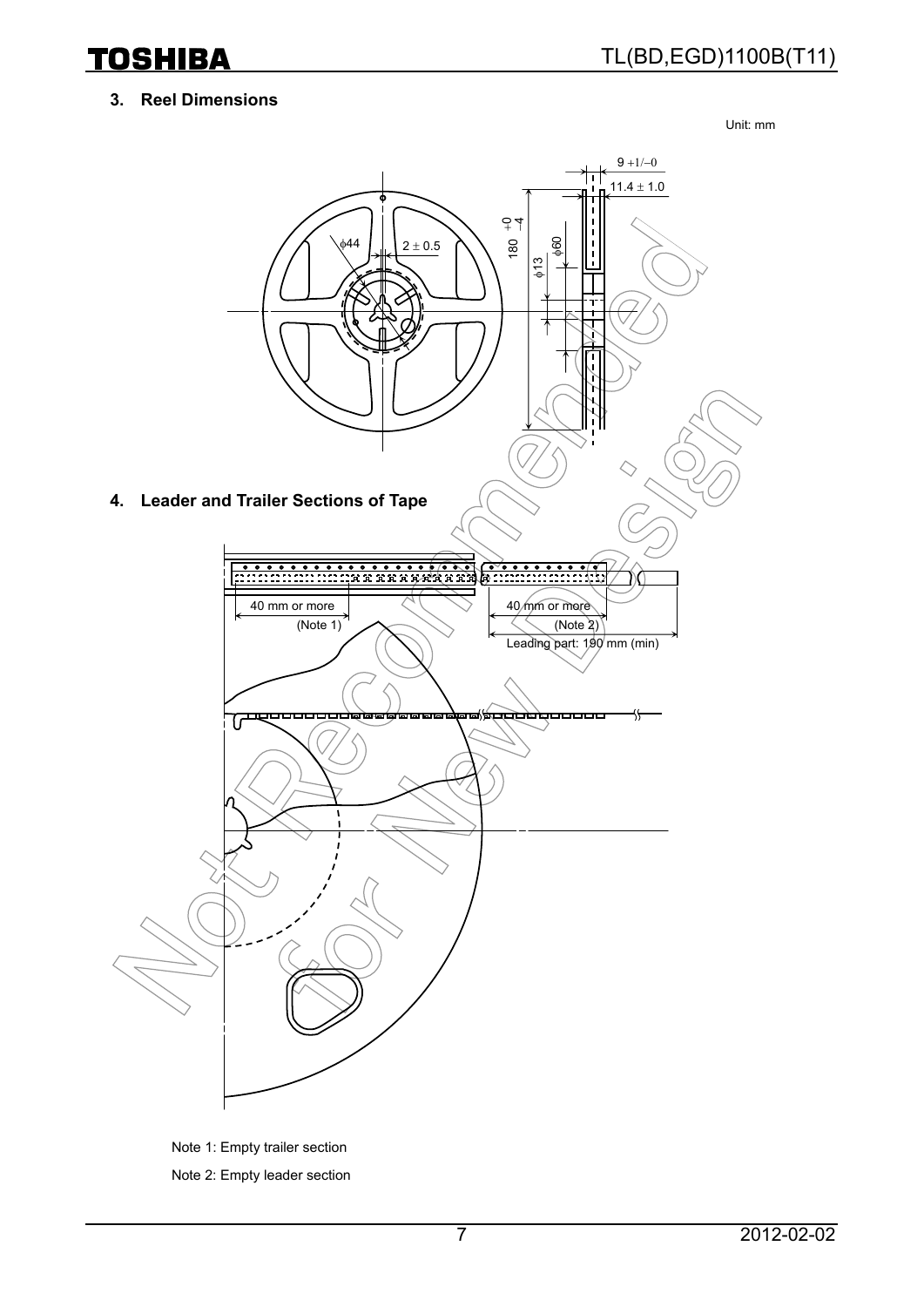## 3. Reel Dimensions

Unit: mm

9 +1/−0

11.4 ± 1.0

ϕ44

2 ± 0.5

180 +0 −4

ϕ13

ϕ60

## 4. Leader and Trailer Sections of Tape

40 mm or more (Note 1)

40 mm or more (Note 2)

Leading part: 190 mm (min)

Note 1: Empty trailer section

Note 2: Empty leader section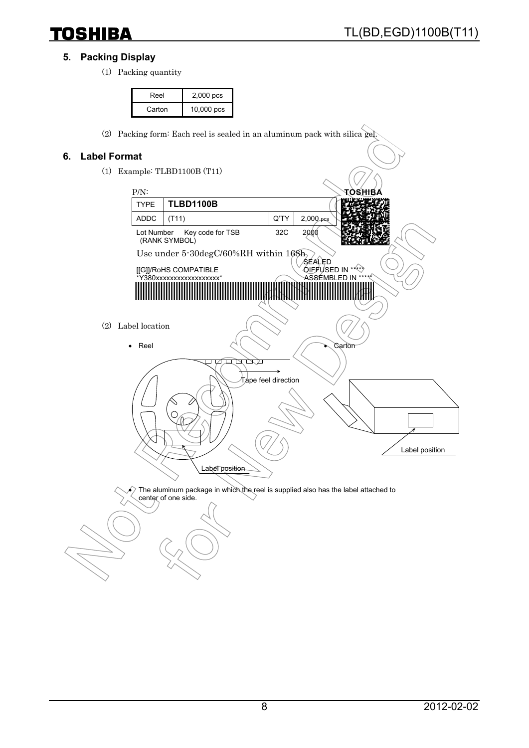## 5. Packing Display

(1) Packing quantity

| Reel | 2,000 pcs |
|---|---|
| Carton | 10,000 pcs |

(2) Packing form: Each reel is sealed in an aluminum pack with silica gel.

## 6. Label Format

(1) Example: TLBD1100B (T11)

P/N: TOSHIBA

| TYPE | **TLBD1100B** | | |
|---|---|---|---|
| ADDC | (T11) | Q'TY | 2,000 pcs |

Lot Number (RANK SYMBOL) Key code for TSB 32C 2000

Use under 5-30degC/60%RH within 168h

[[G]]/RoHS COMPATIBLE SEALED

*Y380xxxxxxxxxxxxxxxxx* DIFFUSED IN *****

ASSEMBLED IN *****

(2) Label location

- Reel
- Carton

Tape feel direction

Label position

Label position

- The aluminum package in which the reel is supplied also has the label attached to center of one side.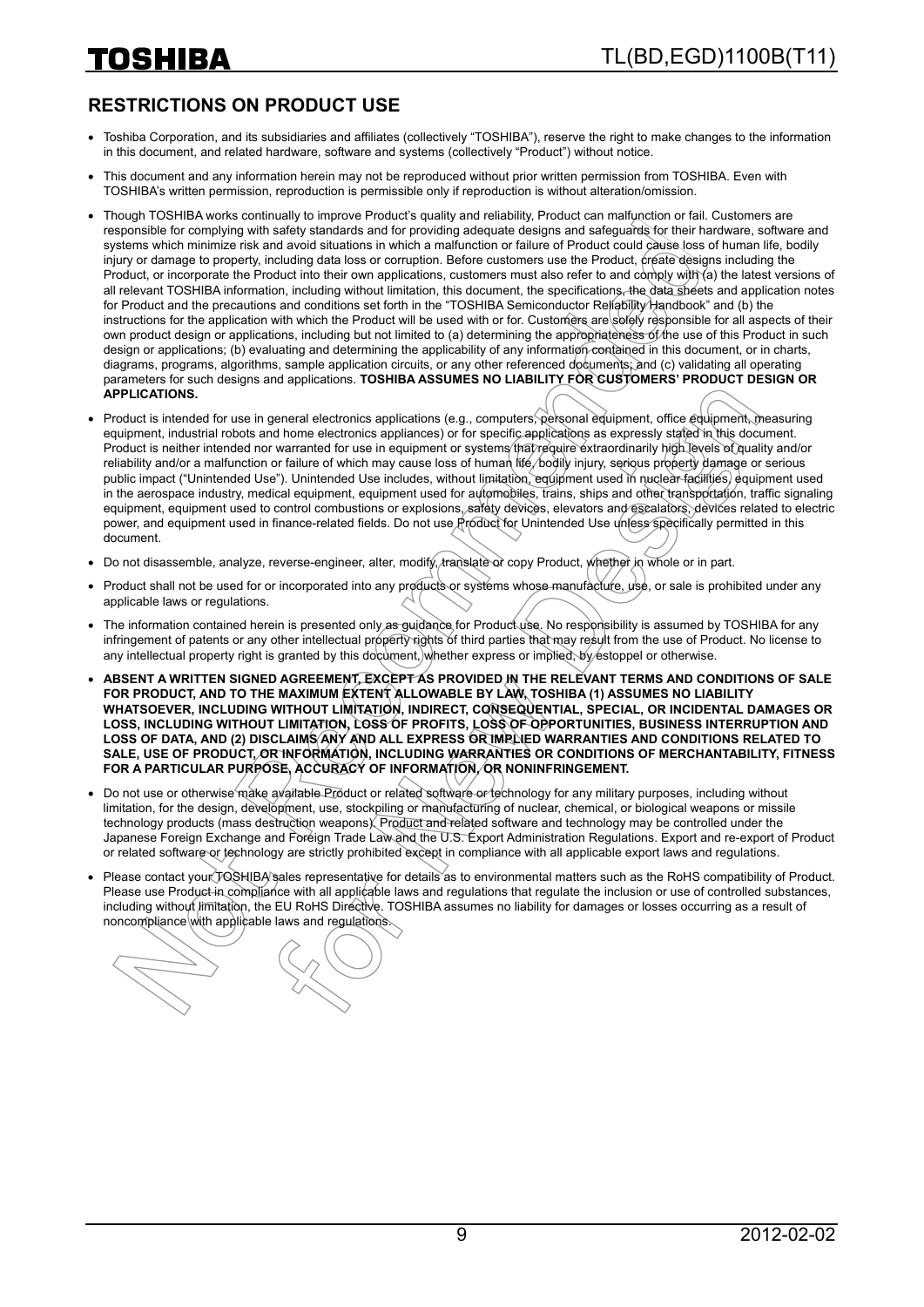## RESTRICTIONS ON PRODUCT USE

- Toshiba Corporation, and its subsidiaries and affiliates (collectively "TOSHIBA"), reserve the right to make changes to the information in this document, and related hardware, software and systems (collectively "Product") without notice.
- This document and any information herein may not be reproduced without prior written permission from TOSHIBA. Even with TOSHIBA's written permission, reproduction is permissible only if reproduction is without alteration/omission.
- Though TOSHIBA works continually to improve Product's quality and reliability, Product can malfunction or fail. Customers are responsible for complying with safety standards and for providing adequate designs and safeguards for their hardware, software and systems which minimize risk and avoid situations in which a malfunction or failure of Product could cause loss of human life, bodily injury or damage to property, including data loss or corruption. Before customers use the Product, create designs including the Product, or incorporate the Product into their own applications, customers must also refer to and comply with (a) the latest versions of all relevant TOSHIBA information, including without limitation, this document, the specifications, the data sheets and application notes for Product and the precautions and conditions set forth in the "TOSHIBA Semiconductor Reliability Handbook" and (b) the instructions for the application with which the Product will be used with or for. Customers are solely responsible for all aspects of their own product design or applications, including but not limited to (a) determining the appropriateness of the use of this Product in such design or applications; (b) evaluating and determining the applicability of any information contained in this document, or in charts, diagrams, programs, algorithms, sample application circuits, or any other referenced documents; and (c) validating all operating parameters for such designs and applications. **TOSHIBA ASSUMES NO LIABILITY FOR CUSTOMERS' PRODUCT DESIGN OR APPLICATIONS.**
- Product is intended for use in general electronics applications (e.g., computers, personal equipment, office equipment, measuring equipment, industrial robots and home electronics appliances) or for specific applications as expressly stated in this document. Product is neither intended nor warranted for use in equipment or systems that require extraordinarily high levels of quality and/or reliability and/or a malfunction or failure of which may cause loss of human life, bodily injury, serious property damage or serious public impact ("Unintended Use"). Unintended Use includes, without limitation, equipment used in nuclear facilities, equipment used in the aerospace industry, medical equipment, equipment used for automobiles, trains, ships and other transportation, traffic signaling equipment, equipment used to control combustions or explosions, safety devices, elevators and escalators, devices related to electric power, and equipment used in finance-related fields. Do not use Product for Unintended Use unless specifically permitted in this document.
- Do not disassemble, analyze, reverse-engineer, alter, modify, translate or copy Product, whether in whole or in part.
- Product shall not be used for or incorporated into any products or systems whose manufacture, use, or sale is prohibited under any applicable laws or regulations.
- The information contained herein is presented only as guidance for Product use. No responsibility is assumed by TOSHIBA for any infringement of patents or any other intellectual property rights of third parties that may result from the use of Product. No license to any intellectual property right is granted by this document, whether express or implied, by estoppel or otherwise.
- **ABSENT A WRITTEN SIGNED AGREEMENT, EXCEPT AS PROVIDED IN THE RELEVANT TERMS AND CONDITIONS OF SALE FOR PRODUCT, AND TO THE MAXIMUM EXTENT ALLOWABLE BY LAW, TOSHIBA (1) ASSUMES NO LIABILITY WHATSOEVER, INCLUDING WITHOUT LIMITATION, INDIRECT, CONSEQUENTIAL, SPECIAL, OR INCIDENTAL DAMAGES OR LOSS, INCLUDING WITHOUT LIMITATION, LOSS OF PROFITS, LOSS OF OPPORTUNITIES, BUSINESS INTERRUPTION AND LOSS OF DATA, AND (2) DISCLAIMS ANY AND ALL EXPRESS OR IMPLIED WARRANTIES AND CONDITIONS RELATED TO SALE, USE OF PRODUCT, OR INFORMATION, INCLUDING WARRANTIES OR CONDITIONS OF MERCHANTABILITY, FITNESS FOR A PARTICULAR PURPOSE, ACCURACY OF INFORMATION, OR NONINFRINGEMENT.**
- Do not use or otherwise make available Product or related software or technology for any military purposes, including without limitation, for the design, development, use, stockpiling or manufacturing of nuclear, chemical, or biological weapons or missile technology products (mass destruction weapons). Product and related software and technology may be controlled under the Japanese Foreign Exchange and Foreign Trade Law and the U.S. Export Administration Regulations. Export and re-export of Product or related software or technology are strictly prohibited except in compliance with all applicable export laws and regulations.
- Please contact your TOSHIBA sales representative for details as to environmental matters such as the RoHS compatibility of Product. Please use Product in compliance with all applicable laws and regulations that regulate the inclusion or use of controlled substances, including without limitation, the EU RoHS Directive. TOSHIBA assumes no liability for damages or losses occurring as a result of noncompliance with applicable laws and regulations.